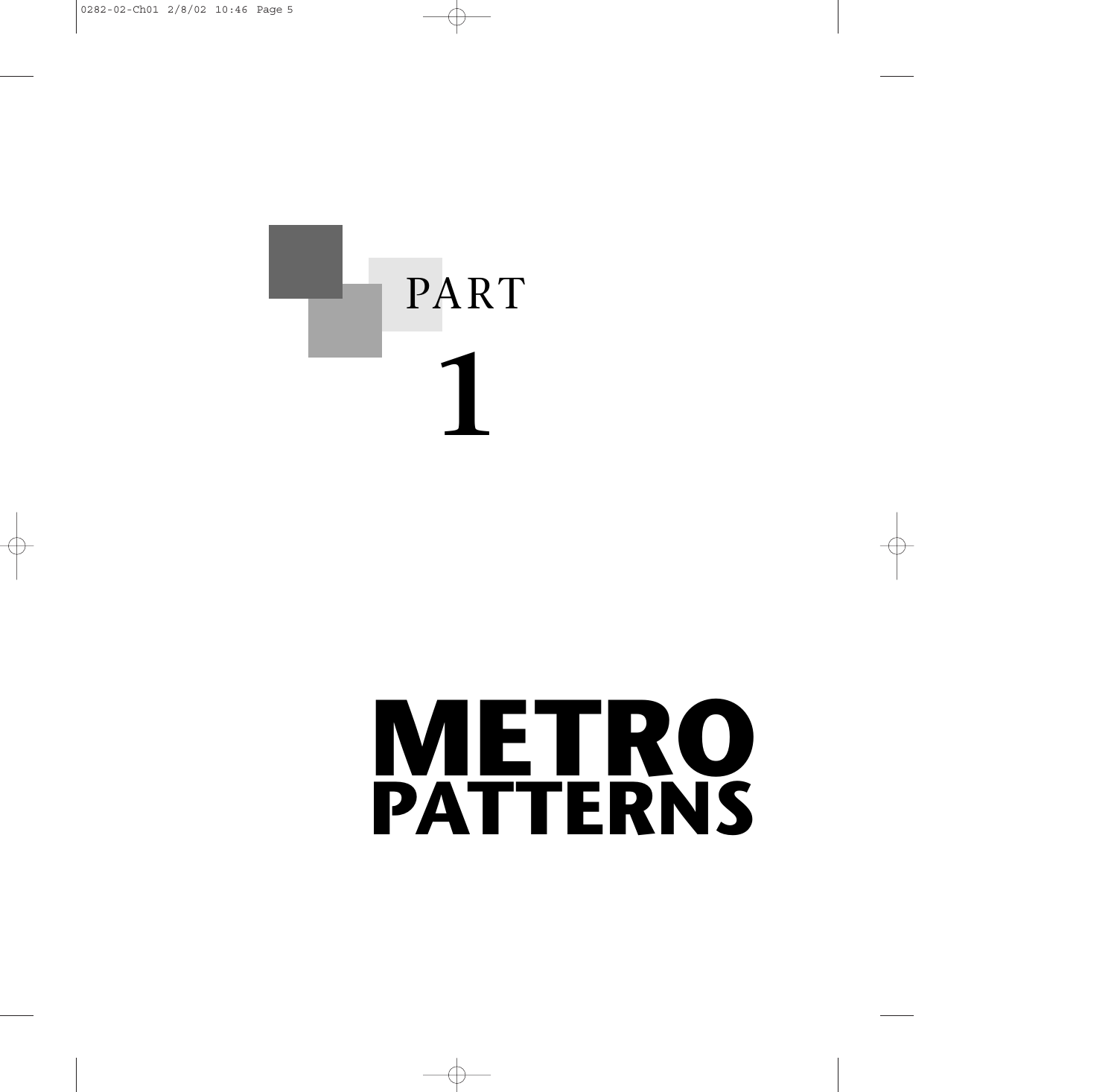# PART 1

# METRO PATTERNS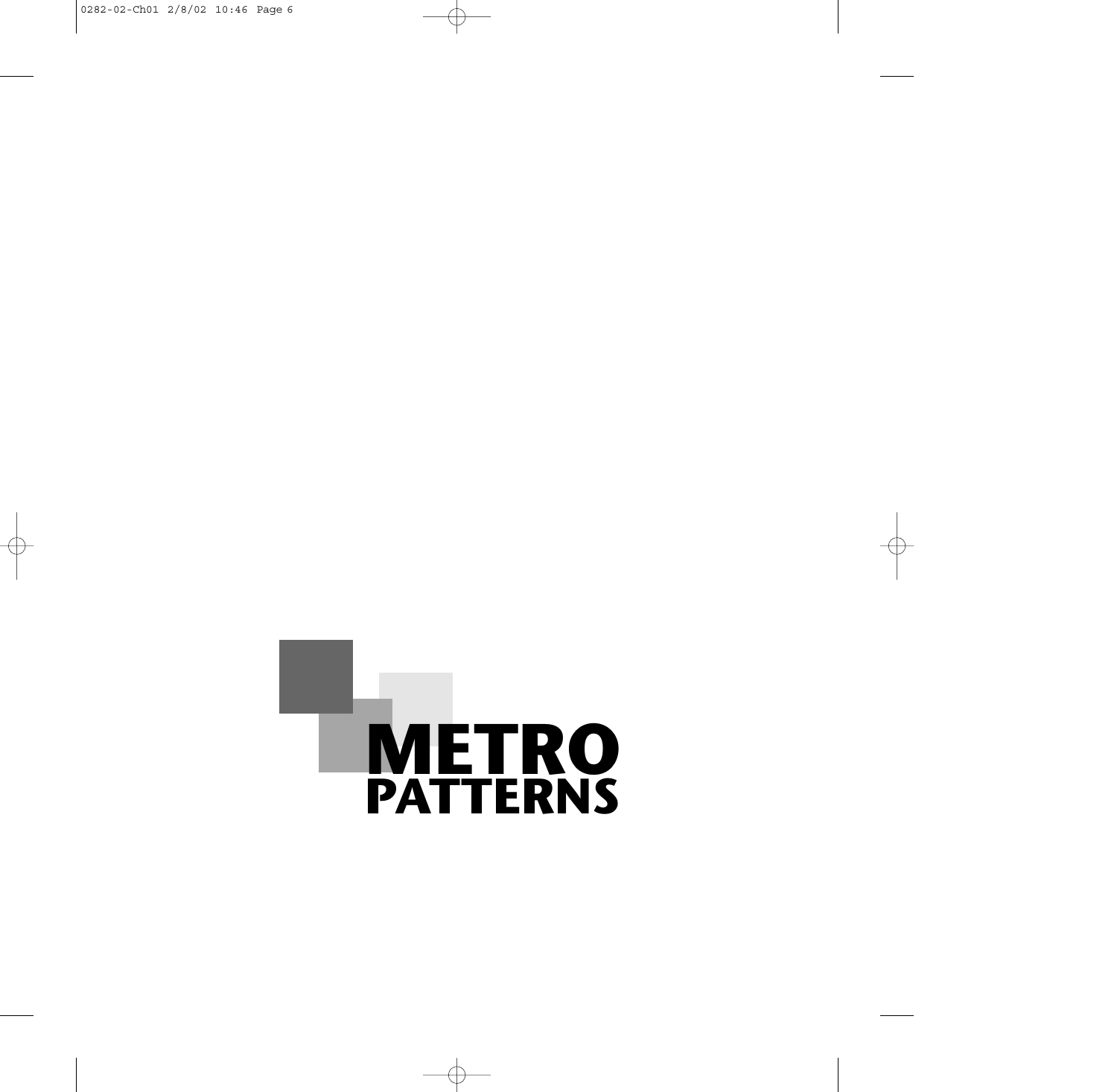# METRO PATTERNS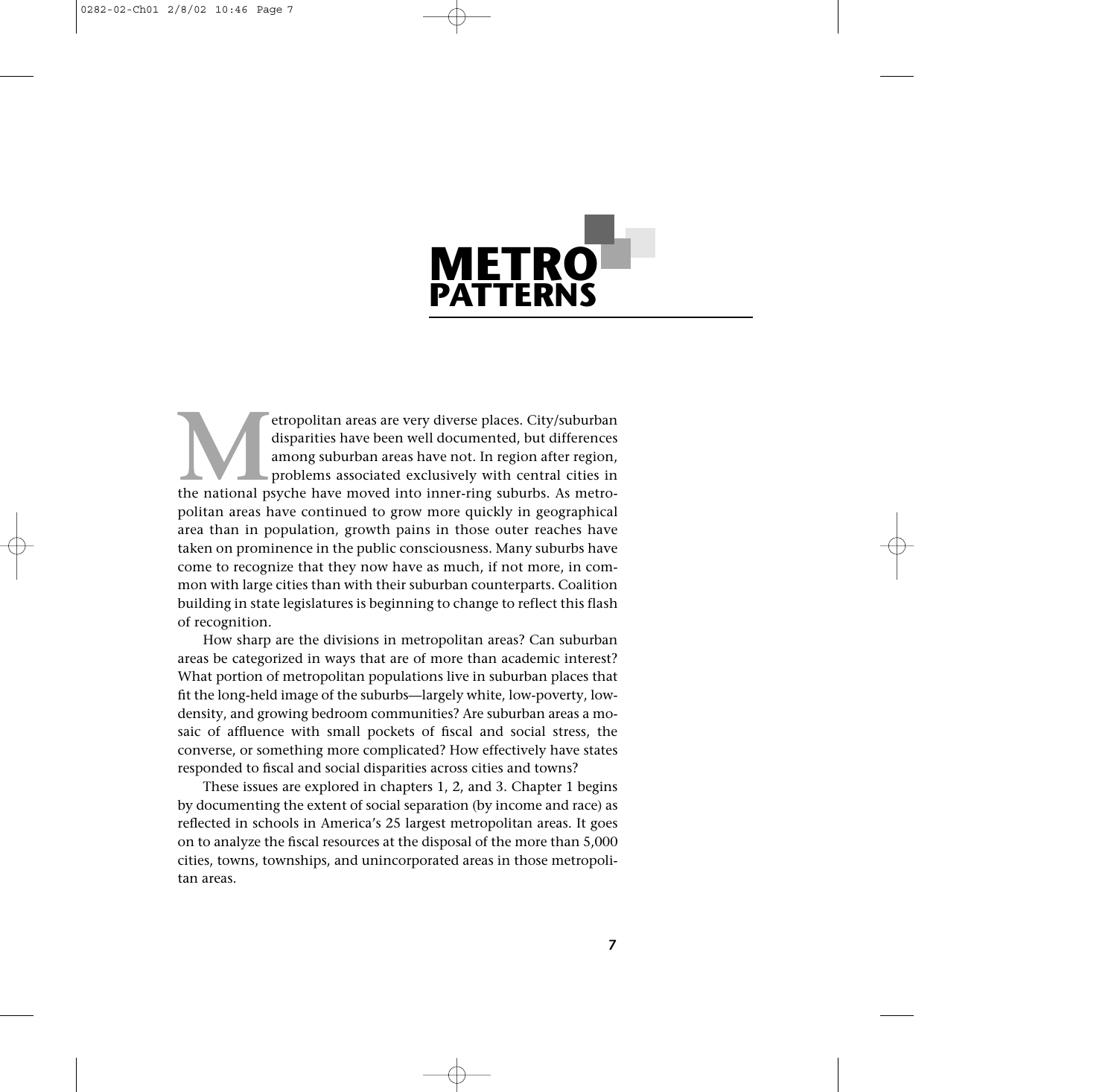# METRO PATTERNS

Metropolitan areas are very diverse places. City/suburban disparities have been well documented, but differences among suburban areas have not. In region after region, problems associated exclusively with central cities in the national psyche have moved into inner-ring suburbs. As metropolitan areas have continued to grow more quickly in geographical area than in population, growth pains in those outer reaches have taken on prominence in the public consciousness. Many suburbs have come to recognize that they now have as much, if not more, in common with large cities than with their suburban counterparts. Coalition building in state legislatures is beginning to change to reflect this flash of recognition.

How sharp are the divisions in metropolitan areas? Can suburban areas be categorized in ways that are of more than academic interest? What portion of metropolitan populations live in suburban places that fit the long-held image of the suburbs—largely white, low-poverty, low-density, and growing bedroom communities? Are suburban areas a mosaic of affluence with small pockets of fiscal and social stress, the converse, or something more complicated? How effectively have states responded to fiscal and social disparities across cities and towns?

These issues are explored in chapters 1, 2, and 3. Chapter 1 begins by documenting the extent of social separation (by income and race) as reflected in schools in America's 25 largest metropolitan areas. It goes on to analyze the fiscal resources at the disposal of the more than 5,000 cities, towns, townships, and unincorporated areas in those metropolitan areas.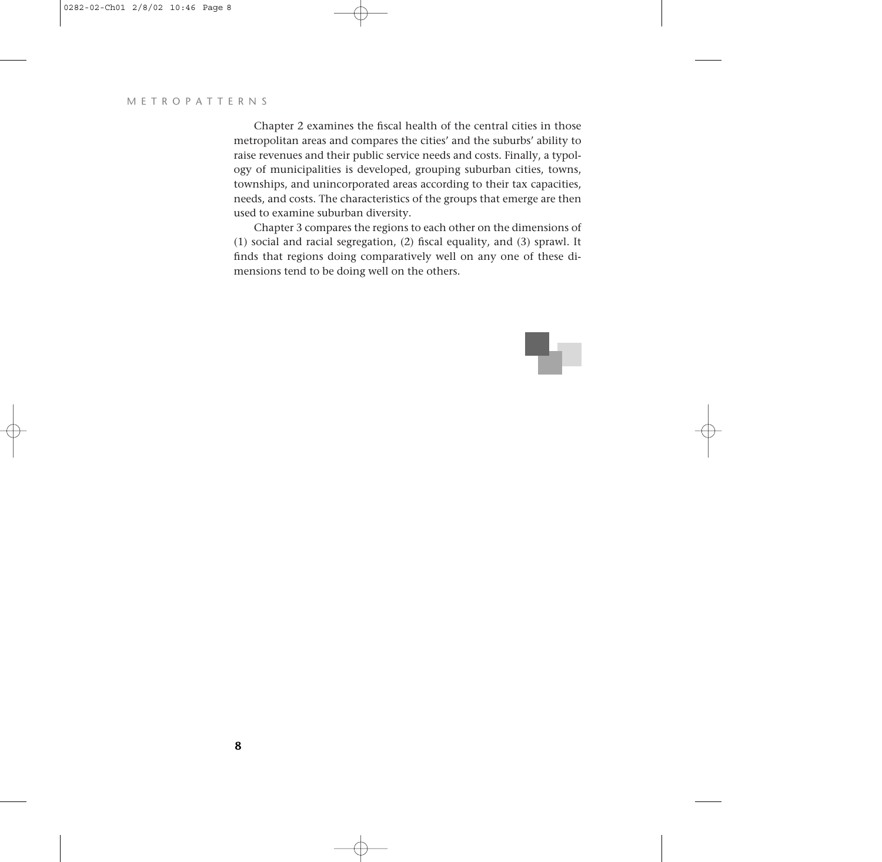Chapter 2 examines the fiscal health of the central cities in those metropolitan areas and compares the cities' and the suburbs' ability to raise revenues and their public service needs and costs. Finally, a typology of municipalities is developed, grouping suburban cities, towns, townships, and unincorporated areas according to their tax capacities, needs, and costs. The characteristics of the groups that emerge are then used to examine suburban diversity.

Chapter 3 compares the regions to each other on the dimensions of (1) social and racial segregation, (2) fiscal equality, and (3) sprawl. It finds that regions doing comparatively well on any one of these dimensions tend to be doing well on the others.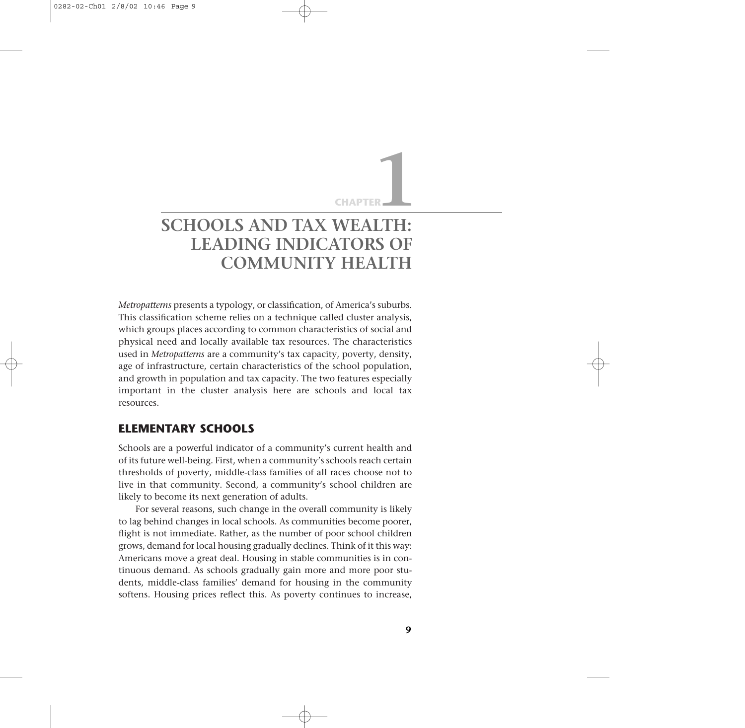# CHAPTER 1

# SCHOOLS AND TAX WEALTH: LEADING INDICATORS OF COMMUNITY HEALTH

*Metropatterns* presents a typology, or classification, of America's suburbs. This classification scheme relies on a technique called cluster analysis, which groups places according to common characteristics of social and physical need and locally available tax resources. The characteristics used in *Metropatterns* are a community's tax capacity, poverty, density, age of infrastructure, certain characteristics of the school population, and growth in population and tax capacity. The two features especially important in the cluster analysis here are schools and local tax resources.

## ELEMENTARY SCHOOLS

Schools are a powerful indicator of a community's current health and of its future well-being. First, when a community's schools reach certain thresholds of poverty, middle-class families of all races choose not to live in that community. Second, a community's school children are likely to become its next generation of adults.

For several reasons, such change in the overall community is likely to lag behind changes in local schools. As communities become poorer, flight is not immediate. Rather, as the number of poor school children grows, demand for local housing gradually declines. Think of it this way: Americans move a great deal. Housing in stable communities is in continuous demand. As schools gradually gain more and more poor students, middle-class families' demand for housing in the community softens. Housing prices reflect this. As poverty continues to increase,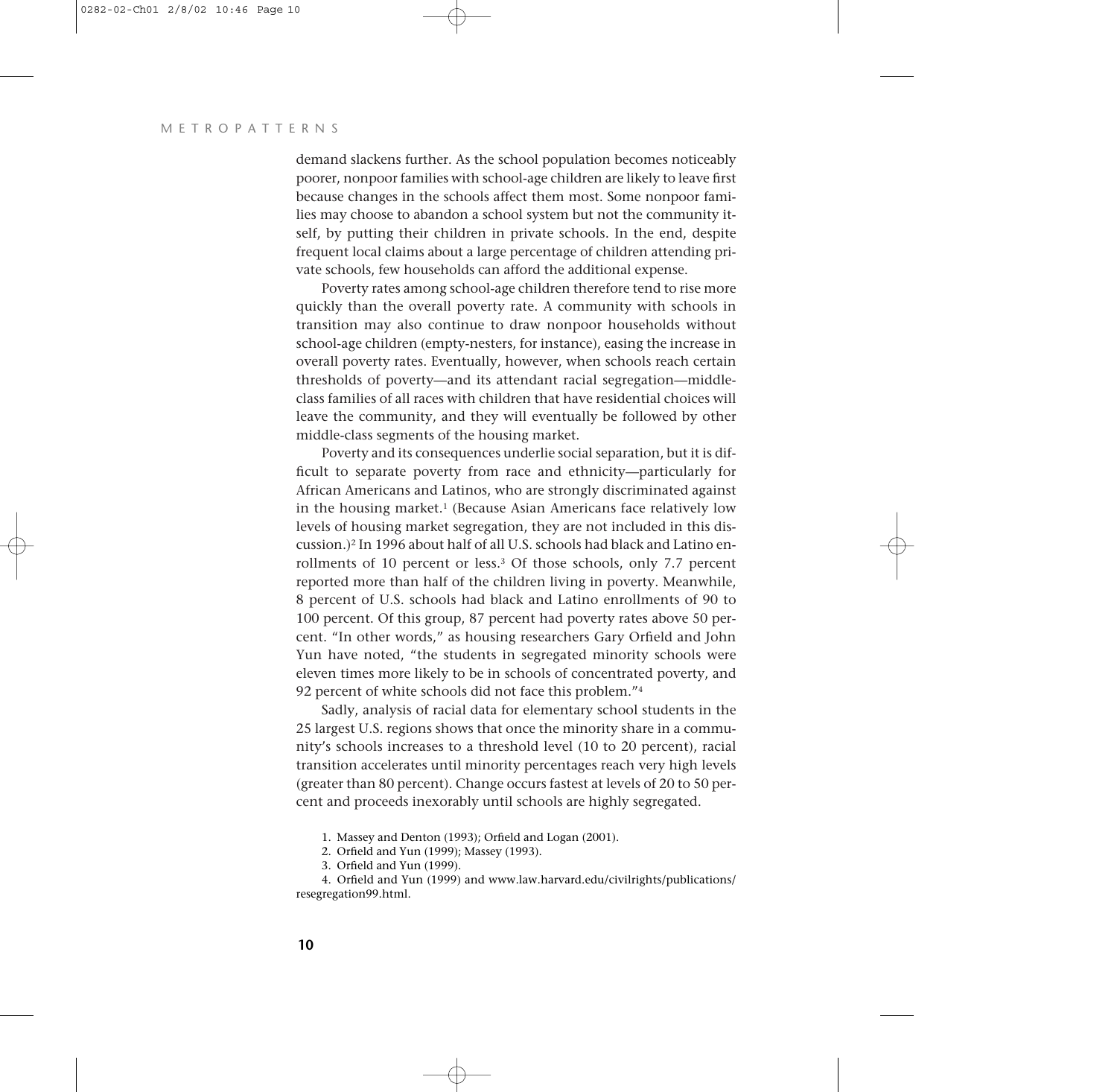demand slackens further. As the school population becomes noticeably poorer, nonpoor families with school-age children are likely to leave first because changes in the schools affect them most. Some nonpoor families may choose to abandon a school system but not the community itself, by putting their children in private schools. In the end, despite frequent local claims about a large percentage of children attending private schools, few households can afford the additional expense.

Poverty rates among school-age children therefore tend to rise more quickly than the overall poverty rate. A community with schools in transition may also continue to draw nonpoor households without school-age children (empty-nesters, for instance), easing the increase in overall poverty rates. Eventually, however, when schools reach certain thresholds of poverty—and its attendant racial segregation—middle-class families of all races with children that have residential choices will leave the community, and they will eventually be followed by other middle-class segments of the housing market.

Poverty and its consequences underlie social separation, but it is difficult to separate poverty from race and ethnicity—particularly for African Americans and Latinos, who are strongly discriminated against in the housing market.[1] (Because Asian Americans face relatively low levels of housing market segregation, they are not included in this discussion.)[2] In 1996 about half of all U.S. schools had black and Latino enrollments of 10 percent or less.[3] Of those schools, only 7.7 percent reported more than half of the children living in poverty. Meanwhile, 8 percent of U.S. schools had black and Latino enrollments of 90 to 100 percent. Of this group, 87 percent had poverty rates above 50 percent. "In other words," as housing researchers Gary Orfield and John Yun have noted, "the students in segregated minority schools were eleven times more likely to be in schools of concentrated poverty, and 92 percent of white schools did not face this problem."[4]

Sadly, analysis of racial data for elementary school students in the 25 largest U.S. regions shows that once the minority share in a community's schools increases to a threshold level (10 to 20 percent), racial transition accelerates until minority percentages reach very high levels (greater than 80 percent). Change occurs fastest at levels of 20 to 50 percent and proceeds inexorably until schools are highly segregated.

1. Massey and Denton (1993); Orfield and Logan (2001).

2. Orfield and Yun (1999); Massey (1993).

3. Orfield and Yun (1999).

4. Orfield and Yun (1999) and www.law.harvard.edu/civilrights/publications/resegregation99.html.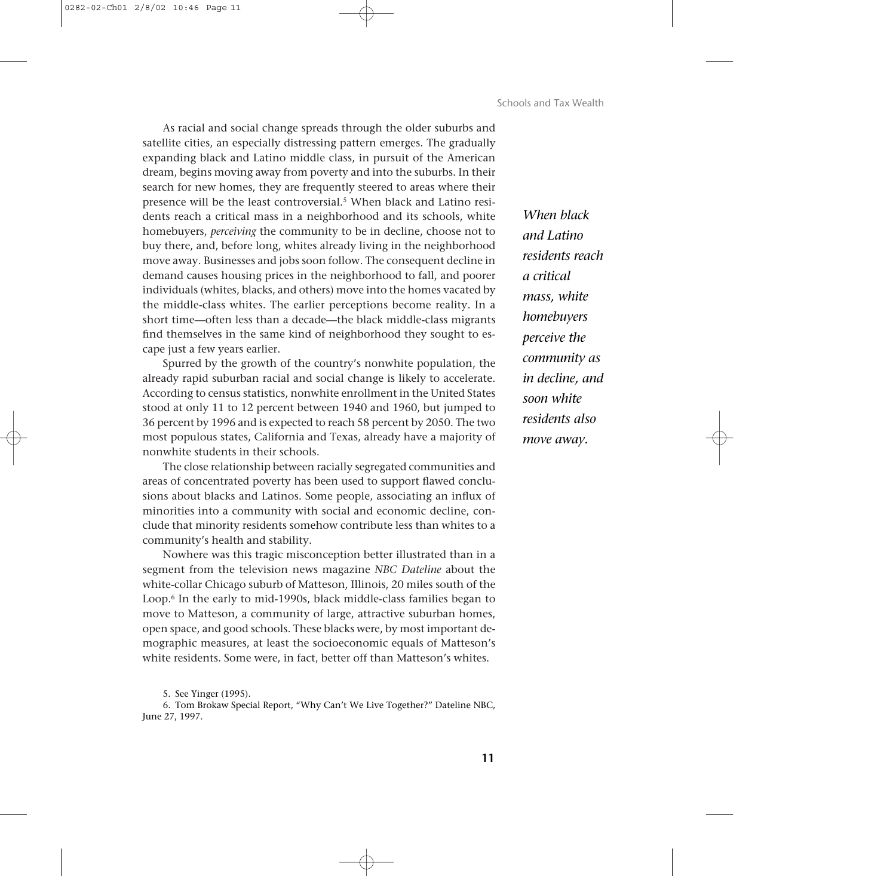As racial and social change spreads through the older suburbs and satellite cities, an especially distressing pattern emerges. The gradually expanding black and Latino middle class, in pursuit of the American dream, begins moving away from poverty and into the suburbs. In their search for new homes, they are frequently steered to areas where their presence will be the least controversial.[5] When black and Latino residents reach a critical mass in a neighborhood and its schools, white homebuyers, *perceiving* the community to be in decline, choose not to buy there, and, before long, whites already living in the neighborhood move away. Businesses and jobs soon follow. The consequent decline in demand causes housing prices in the neighborhood to fall, and poorer individuals (whites, blacks, and others) move into the homes vacated by the middle-class whites. The earlier perceptions become reality. In a short time—often less than a decade—the black middle-class migrants find themselves in the same kind of neighborhood they sought to escape just a few years earlier.

*When black and Latino residents reach a critical mass, white homebuyers perceive the community as in decline, and soon white residents also move away.*

Spurred by the growth of the country's nonwhite population, the already rapid suburban racial and social change is likely to accelerate. According to census statistics, nonwhite enrollment in the United States stood at only 11 to 12 percent between 1940 and 1960, but jumped to 36 percent by 1996 and is expected to reach 58 percent by 2050. The two most populous states, California and Texas, already have a majority of nonwhite students in their schools.

The close relationship between racially segregated communities and areas of concentrated poverty has been used to support flawed conclusions about blacks and Latinos. Some people, associating an influx of minorities into a community with social and economic decline, conclude that minority residents somehow contribute less than whites to a community's health and stability.

Nowhere was this tragic misconception better illustrated than in a segment from the television news magazine *NBC Dateline* about the white-collar Chicago suburb of Matteson, Illinois, 20 miles south of the Loop.[6] In the early to mid-1990s, black middle-class families began to move to Matteson, a community of large, attractive suburban homes, open space, and good schools. These blacks were, by most important demographic measures, at least the socioeconomic equals of Matteson's white residents. Some were, in fact, better off than Matteson's whites.

5. See Yinger (1995).

6. Tom Brokaw Special Report, "Why Can't We Live Together?" Dateline NBC, June 27, 1997.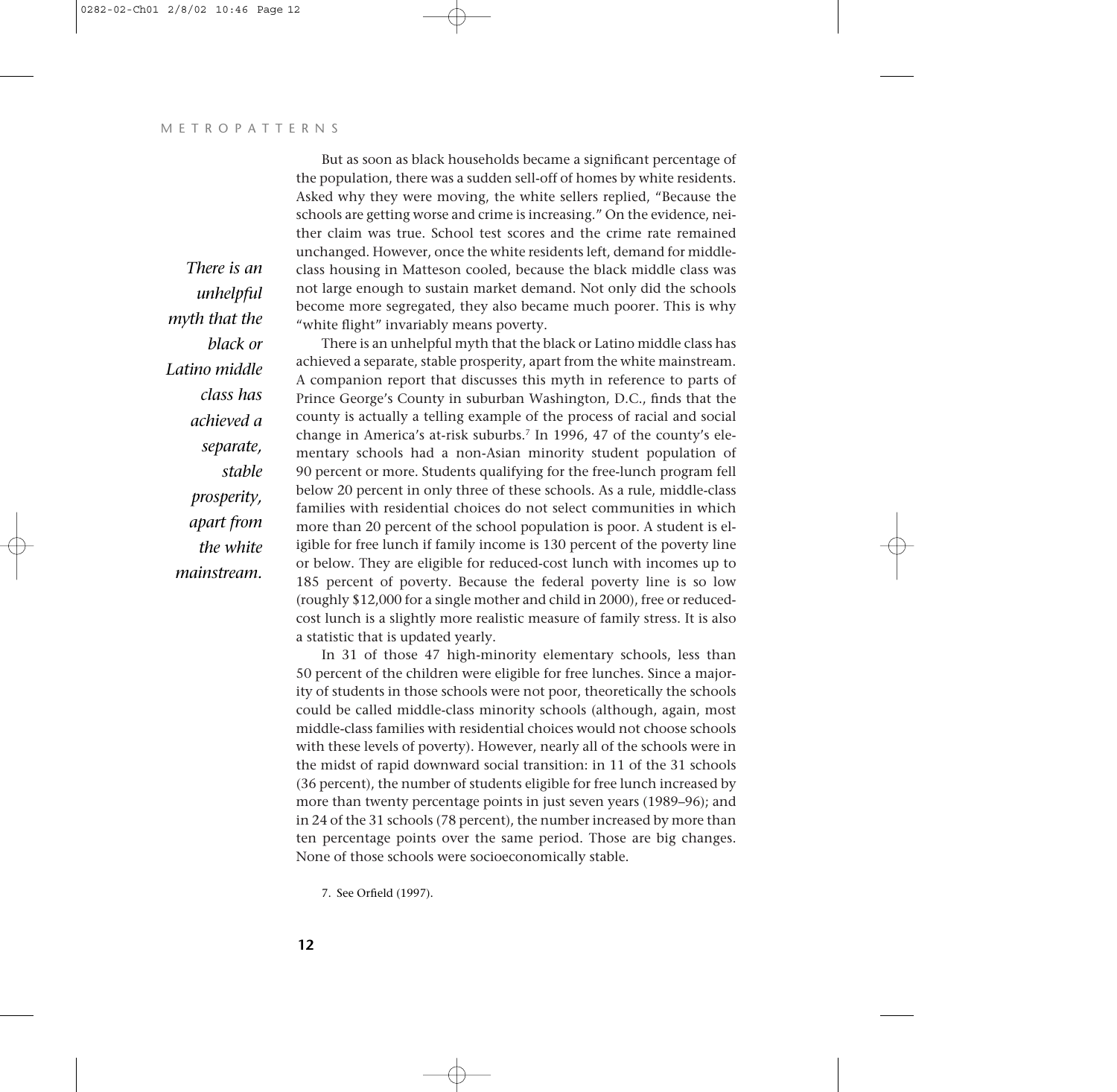But as soon as black households became a significant percentage of the population, there was a sudden sell-off of homes by white residents. Asked why they were moving, the white sellers replied, "Because the schools are getting worse and crime is increasing." On the evidence, neither claim was true. School test scores and the crime rate remained unchanged. However, once the white residents left, demand for middle-class housing in Matteson cooled, because the black middle class was not large enough to sustain market demand. Not only did the schools become more segregated, they also became much poorer. This is why "white flight" invariably means poverty.

*There is an unhelpful myth that the black or Latino middle class has achieved a separate, stable prosperity, apart from the white mainstream.*

There is an unhelpful myth that the black or Latino middle class has achieved a separate, stable prosperity, apart from the white mainstream. A companion report that discusses this myth in reference to parts of Prince George's County in suburban Washington, D.C., finds that the county is actually a telling example of the process of racial and social change in America's at-risk suburbs.[7] In 1996, 47 of the county's elementary schools had a non-Asian minority student population of 90 percent or more. Students qualifying for the free-lunch program fell below 20 percent in only three of these schools. As a rule, middle-class families with residential choices do not select communities in which more than 20 percent of the school population is poor. A student is eligible for free lunch if family income is 130 percent of the poverty line or below. They are eligible for reduced-cost lunch with incomes up to 185 percent of poverty. Because the federal poverty line is so low (roughly $12,000 for a single mother and child in 2000), free or reduced-cost lunch is a slightly more realistic measure of family stress. It is also a statistic that is updated yearly.

In 31 of those 47 high-minority elementary schools, less than 50 percent of the children were eligible for free lunches. Since a majority of students in those schools were not poor, theoretically the schools could be called middle-class minority schools (although, again, most middle-class families with residential choices would not choose schools with these levels of poverty). However, nearly all of the schools were in the midst of rapid downward social transition: in 11 of the 31 schools (36 percent), the number of students eligible for free lunch increased by more than twenty percentage points in just seven years (1989–96); and in 24 of the 31 schools (78 percent), the number increased by more than ten percentage points over the same period. Those are big changes. None of those schools were socioeconomically stable.

7. See Orfield (1997).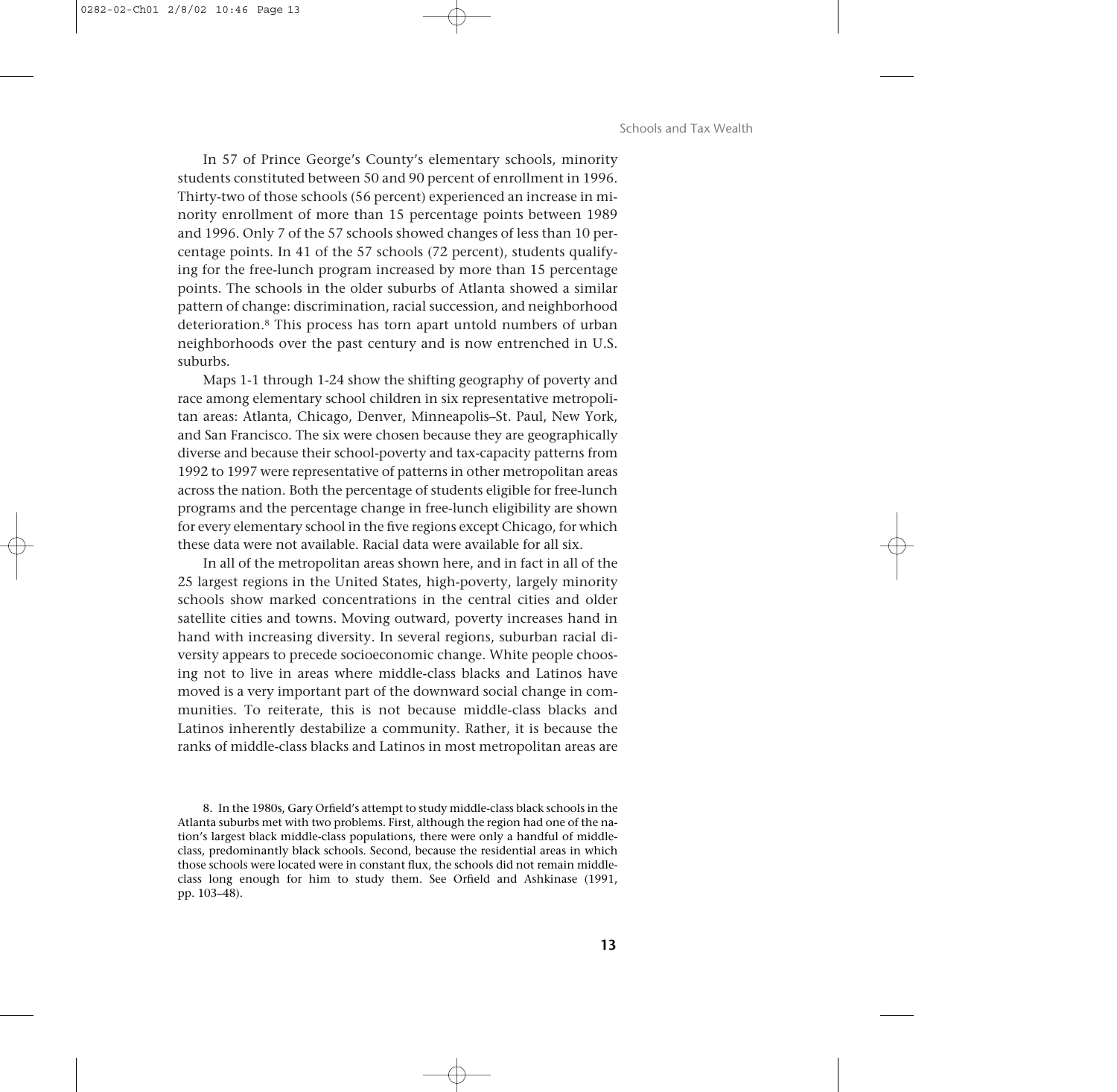In 57 of Prince George's County's elementary schools, minority students constituted between 50 and 90 percent of enrollment in 1996. Thirty-two of those schools (56 percent) experienced an increase in minority enrollment of more than 15 percentage points between 1989 and 1996. Only 7 of the 57 schools showed changes of less than 10 percentage points. In 41 of the 57 schools (72 percent), students qualifying for the free-lunch program increased by more than 15 percentage points. The schools in the older suburbs of Atlanta showed a similar pattern of change: discrimination, racial succession, and neighborhood deterioration.[8] This process has torn apart untold numbers of urban neighborhoods over the past century and is now entrenched in U.S. suburbs.

Maps 1-1 through 1-24 show the shifting geography of poverty and race among elementary school children in six representative metropolitan areas: Atlanta, Chicago, Denver, Minneapolis–St. Paul, New York, and San Francisco. The six were chosen because they are geographically diverse and because their school-poverty and tax-capacity patterns from 1992 to 1997 were representative of patterns in other metropolitan areas across the nation. Both the percentage of students eligible for free-lunch programs and the percentage change in free-lunch eligibility are shown for every elementary school in the five regions except Chicago, for which these data were not available. Racial data were available for all six.

In all of the metropolitan areas shown here, and in fact in all of the 25 largest regions in the United States, high-poverty, largely minority schools show marked concentrations in the central cities and older satellite cities and towns. Moving outward, poverty increases hand in hand with increasing diversity. In several regions, suburban racial diversity appears to precede socioeconomic change. White people choosing not to live in areas where middle-class blacks and Latinos have moved is a very important part of the downward social change in communities. To reiterate, this is not because middle-class blacks and Latinos inherently destabilize a community. Rather, it is because the ranks of middle-class blacks and Latinos in most metropolitan areas are

8. In the 1980s, Gary Orfield's attempt to study middle-class black schools in the Atlanta suburbs met with two problems. First, although the region had one of the nation's largest black middle-class populations, there were only a handful of middle-class, predominantly black schools. Second, because the residential areas in which those schools were located were in constant flux, the schools did not remain middle-class long enough for him to study them. See Orfield and Ashkinase (1991, pp. 103–48).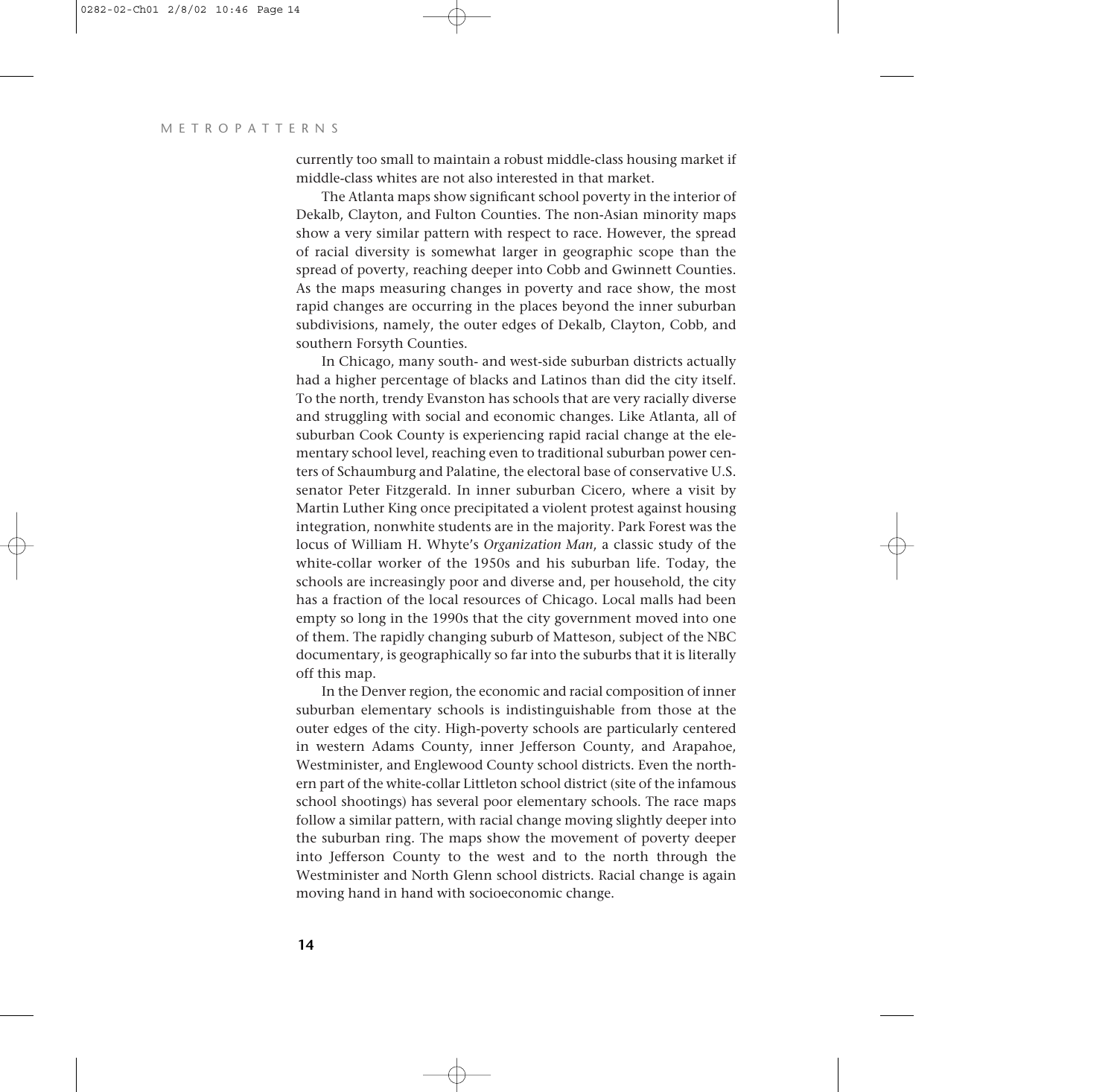currently too small to maintain a robust middle-class housing market if middle-class whites are not also interested in that market.

The Atlanta maps show significant school poverty in the interior of Dekalb, Clayton, and Fulton Counties. The non-Asian minority maps show a very similar pattern with respect to race. However, the spread of racial diversity is somewhat larger in geographic scope than the spread of poverty, reaching deeper into Cobb and Gwinnett Counties. As the maps measuring changes in poverty and race show, the most rapid changes are occurring in the places beyond the inner suburban subdivisions, namely, the outer edges of Dekalb, Clayton, Cobb, and southern Forsyth Counties.

In Chicago, many south- and west-side suburban districts actually had a higher percentage of blacks and Latinos than did the city itself. To the north, trendy Evanston has schools that are very racially diverse and struggling with social and economic changes. Like Atlanta, all of suburban Cook County is experiencing rapid racial change at the elementary school level, reaching even to traditional suburban power centers of Schaumburg and Palatine, the electoral base of conservative U.S. senator Peter Fitzgerald. In inner suburban Cicero, where a visit by Martin Luther King once precipitated a violent protest against housing integration, nonwhite students are in the majority. Park Forest was the locus of William H. Whyte's *Organization Man*, a classic study of the white-collar worker of the 1950s and his suburban life. Today, the schools are increasingly poor and diverse and, per household, the city has a fraction of the local resources of Chicago. Local malls had been empty so long in the 1990s that the city government moved into one of them. The rapidly changing suburb of Matteson, subject of the NBC documentary, is geographically so far into the suburbs that it is literally off this map.

In the Denver region, the economic and racial composition of inner suburban elementary schools is indistinguishable from those at the outer edges of the city. High-poverty schools are particularly centered in western Adams County, inner Jefferson County, and Arapahoe, Westminister, and Englewood County school districts. Even the northern part of the white-collar Littleton school district (site of the infamous school shootings) has several poor elementary schools. The race maps follow a similar pattern, with racial change moving slightly deeper into the suburban ring. The maps show the movement of poverty deeper into Jefferson County to the west and to the north through the Westminister and North Glenn school districts. Racial change is again moving hand in hand with socioeconomic change.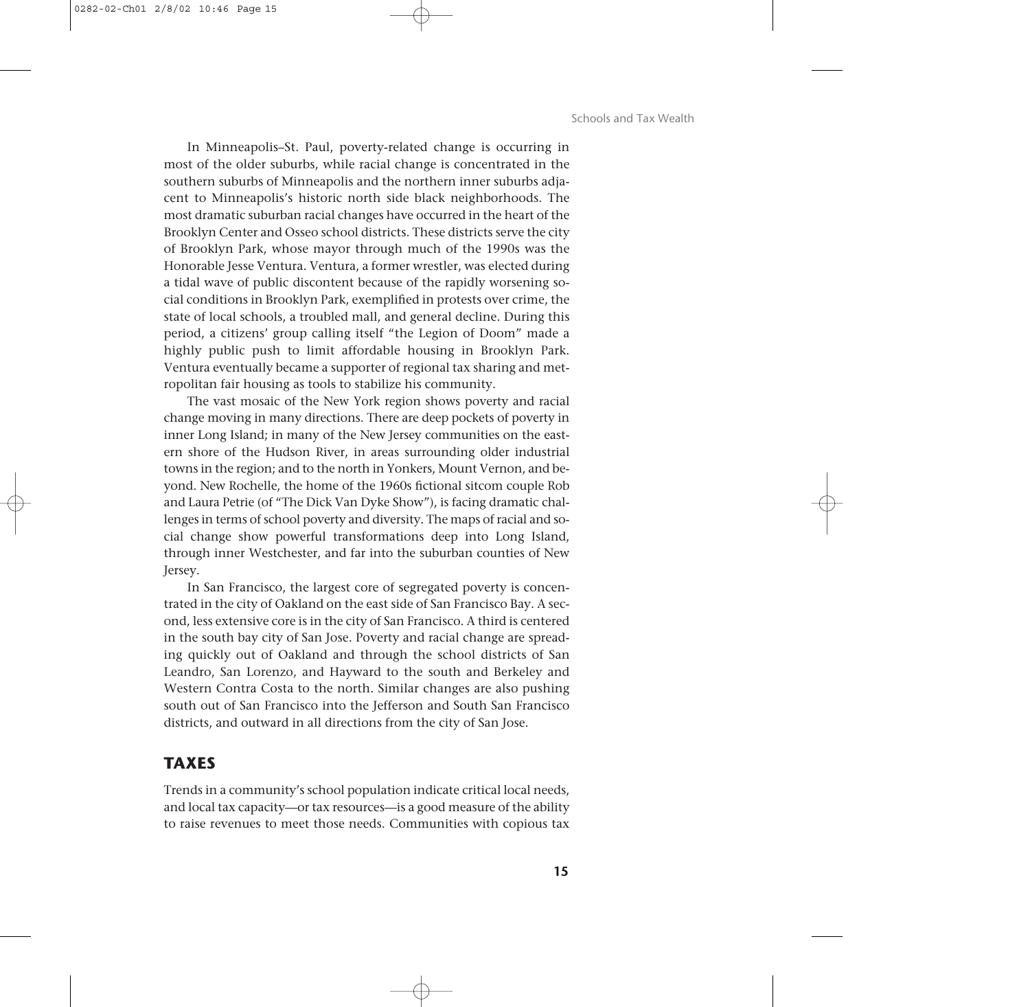In Minneapolis–St. Paul, poverty-related change is occurring in most of the older suburbs, while racial change is concentrated in the southern suburbs of Minneapolis and the northern inner suburbs adjacent to Minneapolis's historic north side black neighborhoods. The most dramatic suburban racial changes have occurred in the heart of the Brooklyn Center and Osseo school districts. These districts serve the city of Brooklyn Park, whose mayor through much of the 1990s was the Honorable Jesse Ventura. Ventura, a former wrestler, was elected during a tidal wave of public discontent because of the rapidly worsening social conditions in Brooklyn Park, exemplified in protests over crime, the state of local schools, a troubled mall, and general decline. During this period, a citizens' group calling itself "the Legion of Doom" made a highly public push to limit affordable housing in Brooklyn Park. Ventura eventually became a supporter of regional tax sharing and metropolitan fair housing as tools to stabilize his community.

The vast mosaic of the New York region shows poverty and racial change moving in many directions. There are deep pockets of poverty in inner Long Island; in many of the New Jersey communities on the eastern shore of the Hudson River, in areas surrounding older industrial towns in the region; and to the north in Yonkers, Mount Vernon, and beyond. New Rochelle, the home of the 1960s fictional sitcom couple Rob and Laura Petrie (of "The Dick Van Dyke Show"), is facing dramatic challenges in terms of school poverty and diversity. The maps of racial and social change show powerful transformations deep into Long Island, through inner Westchester, and far into the suburban counties of New Jersey.

In San Francisco, the largest core of segregated poverty is concentrated in the city of Oakland on the east side of San Francisco Bay. A second, less extensive core is in the city of San Francisco. A third is centered in the south bay city of San Jose. Poverty and racial change are spreading quickly out of Oakland and through the school districts of San Leandro, San Lorenzo, and Hayward to the south and Berkeley and Western Contra Costa to the north. Similar changes are also pushing south out of San Francisco into the Jefferson and South San Francisco districts, and outward in all directions from the city of San Jose.

## TAXES

Trends in a community's school population indicate critical local needs, and local tax capacity—or tax resources—is a good measure of the ability to raise revenues to meet those needs. Communities with copious tax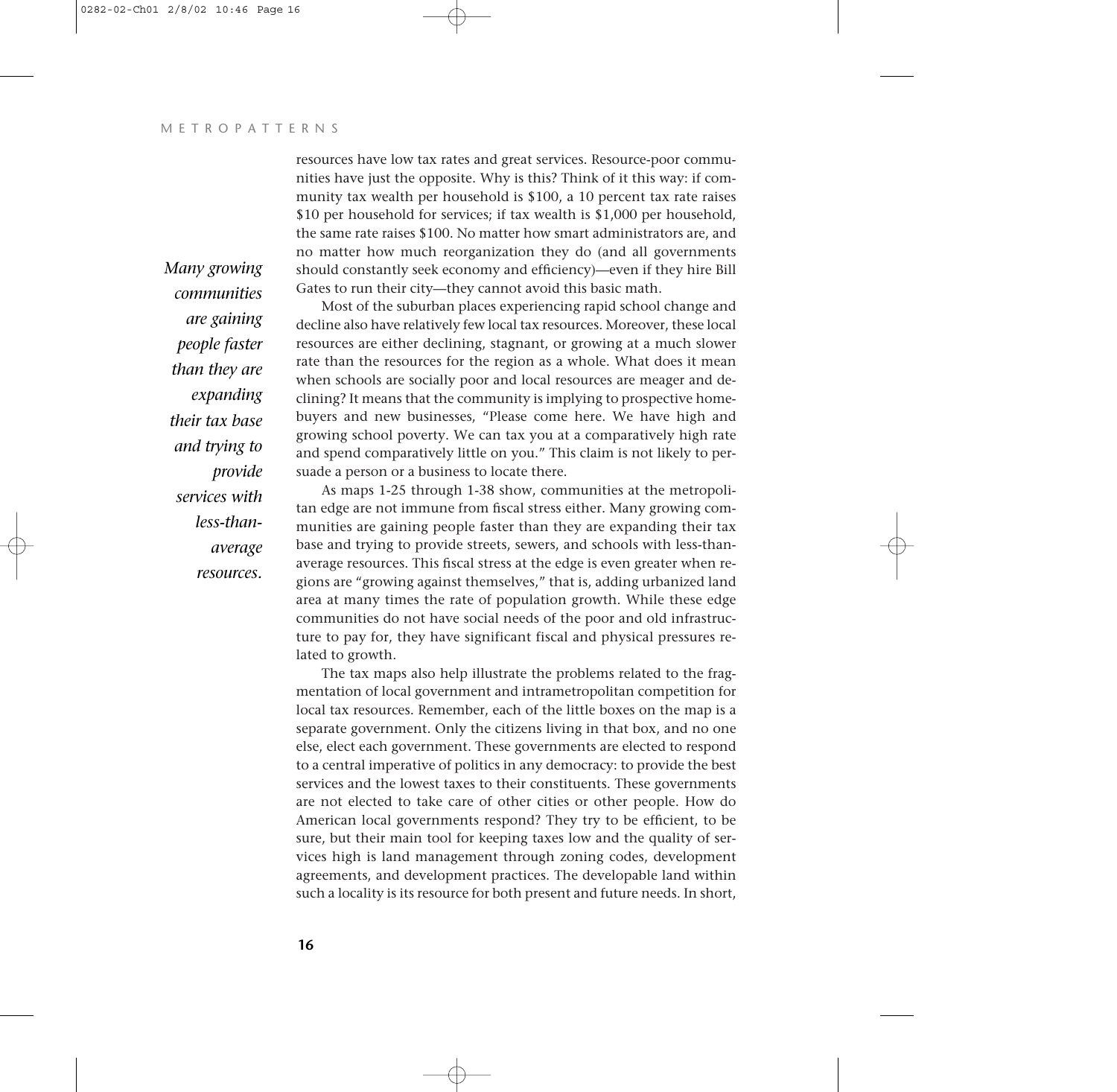resources have low tax rates and great services. Resource-poor communities have just the opposite. Why is this? Think of it this way: if community tax wealth per household is $100, a 10 percent tax rate raises $10 per household for services; if tax wealth is $1,000 per household, the same rate raises $100. No matter how smart administrators are, and no matter how much reorganization they do (and all governments should constantly seek economy and efficiency)—even if they hire Bill Gates to run their city—they cannot avoid this basic math.

*Many growing communities are gaining people faster than they are expanding their tax base and trying to provide services with less-than-average resources.*

Most of the suburban places experiencing rapid school change and decline also have relatively few local tax resources. Moreover, these local resources are either declining, stagnant, or growing at a much slower rate than the resources for the region as a whole. What does it mean when schools are socially poor and local resources are meager and declining? It means that the community is implying to prospective homebuyers and new businesses, "Please come here. We have high and growing school poverty. We can tax you at a comparatively high rate and spend comparatively little on you." This claim is not likely to persuade a person or a business to locate there.

As maps 1-25 through 1-38 show, communities at the metropolitan edge are not immune from fiscal stress either. Many growing communities are gaining people faster than they are expanding their tax base and trying to provide streets, sewers, and schools with less-than-average resources. This fiscal stress at the edge is even greater when regions are "growing against themselves," that is, adding urbanized land area at many times the rate of population growth. While these edge communities do not have social needs of the poor and old infrastructure to pay for, they have significant fiscal and physical pressures related to growth.

The tax maps also help illustrate the problems related to the fragmentation of local government and intrametropolitan competition for local tax resources. Remember, each of the little boxes on the map is a separate government. Only the citizens living in that box, and no one else, elect each government. These governments are elected to respond to a central imperative of politics in any democracy: to provide the best services and the lowest taxes to their constituents. These governments are not elected to take care of other cities or other people. How do American local governments respond? They try to be efficient, to be sure, but their main tool for keeping taxes low and the quality of services high is land management through zoning codes, development agreements, and development practices. The developable land within such a locality is its resource for both present and future needs. In short,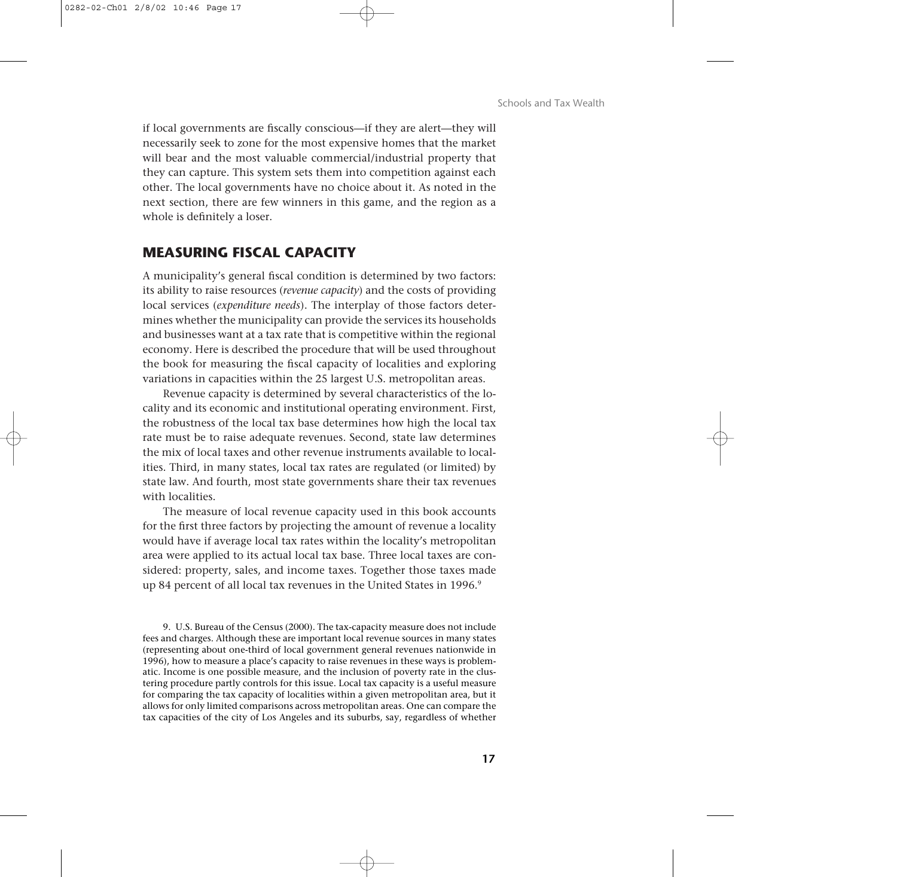if local governments are fiscally conscious—if they are alert—they will necessarily seek to zone for the most expensive homes that the market will bear and the most valuable commercial/industrial property that they can capture. This system sets them into competition against each other. The local governments have no choice about it. As noted in the next section, there are few winners in this game, and the region as a whole is definitely a loser.

## MEASURING FISCAL CAPACITY

A municipality's general fiscal condition is determined by two factors: its ability to raise resources (*revenue capacity*) and the costs of providing local services (*expenditure needs*). The interplay of those factors determines whether the municipality can provide the services its households and businesses want at a tax rate that is competitive within the regional economy. Here is described the procedure that will be used throughout the book for measuring the fiscal capacity of localities and exploring variations in capacities within the 25 largest U.S. metropolitan areas.

Revenue capacity is determined by several characteristics of the locality and its economic and institutional operating environment. First, the robustness of the local tax base determines how high the local tax rate must be to raise adequate revenues. Second, state law determines the mix of local taxes and other revenue instruments available to localities. Third, in many states, local tax rates are regulated (or limited) by state law. And fourth, most state governments share their tax revenues with localities.

The measure of local revenue capacity used in this book accounts for the first three factors by projecting the amount of revenue a locality would have if average local tax rates within the locality's metropolitan area were applied to its actual local tax base. Three local taxes are considered: property, sales, and income taxes. Together those taxes made up 84 percent of all local tax revenues in the United States in 1996.[9]

9. U.S. Bureau of the Census (2000). The tax-capacity measure does not include fees and charges. Although these are important local revenue sources in many states (representing about one-third of local government general revenues nationwide in 1996), how to measure a place's capacity to raise revenues in these ways is problematic. Income is one possible measure, and the inclusion of poverty rate in the clustering procedure partly controls for this issue. Local tax capacity is a useful measure for comparing the tax capacity of localities within a given metropolitan area, but it allows for only limited comparisons across metropolitan areas. One can compare the tax capacities of the city of Los Angeles and its suburbs, say, regardless of whether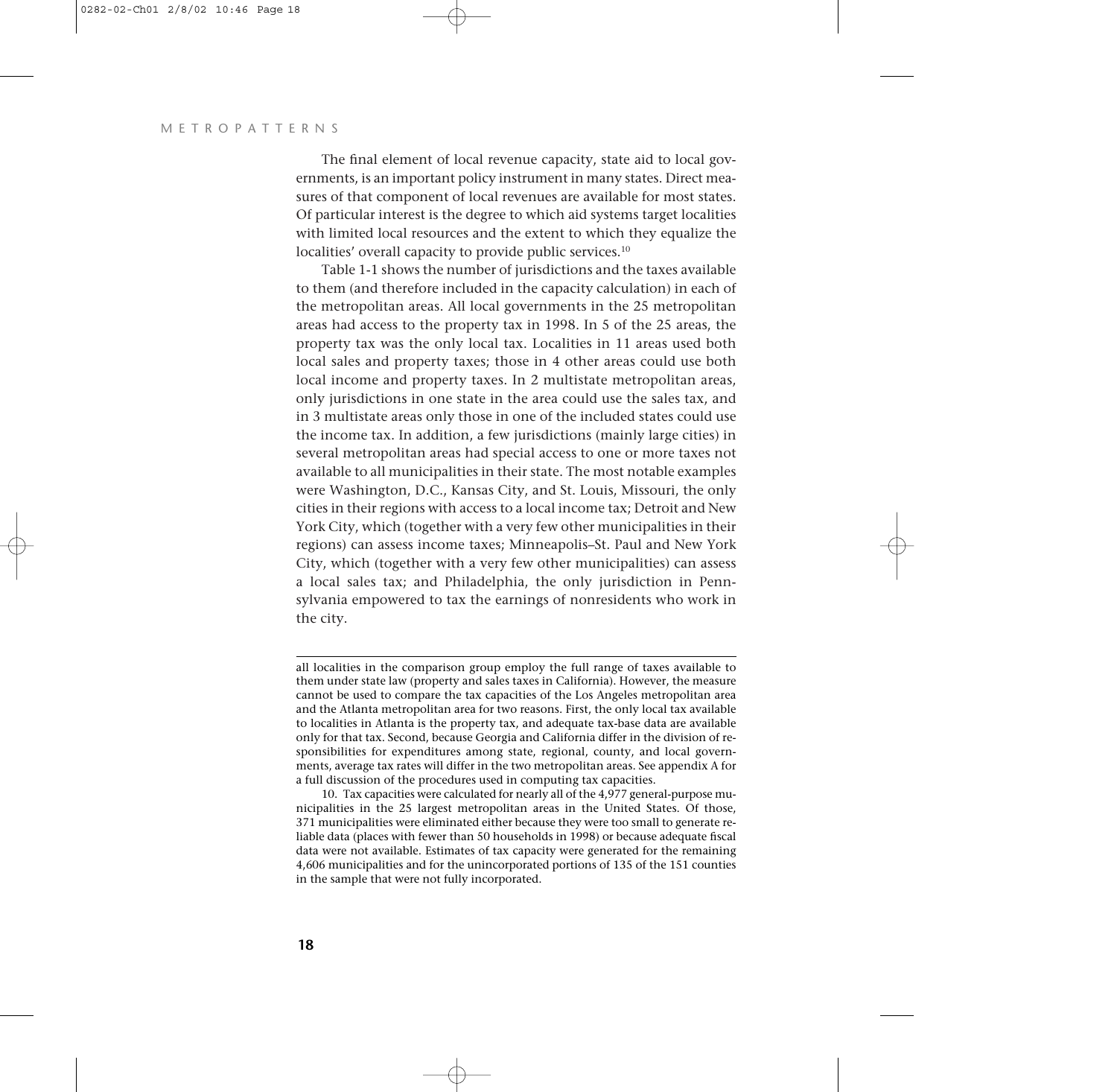The final element of local revenue capacity, state aid to local governments, is an important policy instrument in many states. Direct measures of that component of local revenues are available for most states. Of particular interest is the degree to which aid systems target localities with limited local resources and the extent to which they equalize the localities' overall capacity to provide public services.[10]

Table 1-1 shows the number of jurisdictions and the taxes available to them (and therefore included in the capacity calculation) in each of the metropolitan areas. All local governments in the 25 metropolitan areas had access to the property tax in 1998. In 5 of the 25 areas, the property tax was the only local tax. Localities in 11 areas used both local sales and property taxes; those in 4 other areas could use both local income and property taxes. In 2 multistate metropolitan areas, only jurisdictions in one state in the area could use the sales tax, and in 3 multistate areas only those in one of the included states could use the income tax. In addition, a few jurisdictions (mainly large cities) in several metropolitan areas had special access to one or more taxes not available to all municipalities in their state. The most notable examples were Washington, D.C., Kansas City, and St. Louis, Missouri, the only cities in their regions with access to a local income tax; Detroit and New York City, which (together with a very few other municipalities in their regions) can assess income taxes; Minneapolis–St. Paul and New York City, which (together with a very few other municipalities) can assess a local sales tax; and Philadelphia, the only jurisdiction in Pennsylvania empowered to tax the earnings of nonresidents who work in the city.

---

all localities in the comparison group employ the full range of taxes available to them under state law (property and sales taxes in California). However, the measure cannot be used to compare the tax capacities of the Los Angeles metropolitan area and the Atlanta metropolitan area for two reasons. First, the only local tax available to localities in Atlanta is the property tax, and adequate tax-base data are available only for that tax. Second, because Georgia and California differ in the division of responsibilities for expenditures among state, regional, county, and local governments, average tax rates will differ in the two metropolitan areas. See appendix A for a full discussion of the procedures used in computing tax capacities.

10. Tax capacities were calculated for nearly all of the 4,977 general-purpose municipalities in the 25 largest metropolitan areas in the United States. Of those, 371 municipalities were eliminated either because they were too small to generate reliable data (places with fewer than 50 households in 1998) or because adequate fiscal data were not available. Estimates of tax capacity were generated for the remaining 4,606 municipalities and for the unincorporated portions of 135 of the 151 counties in the sample that were not fully incorporated.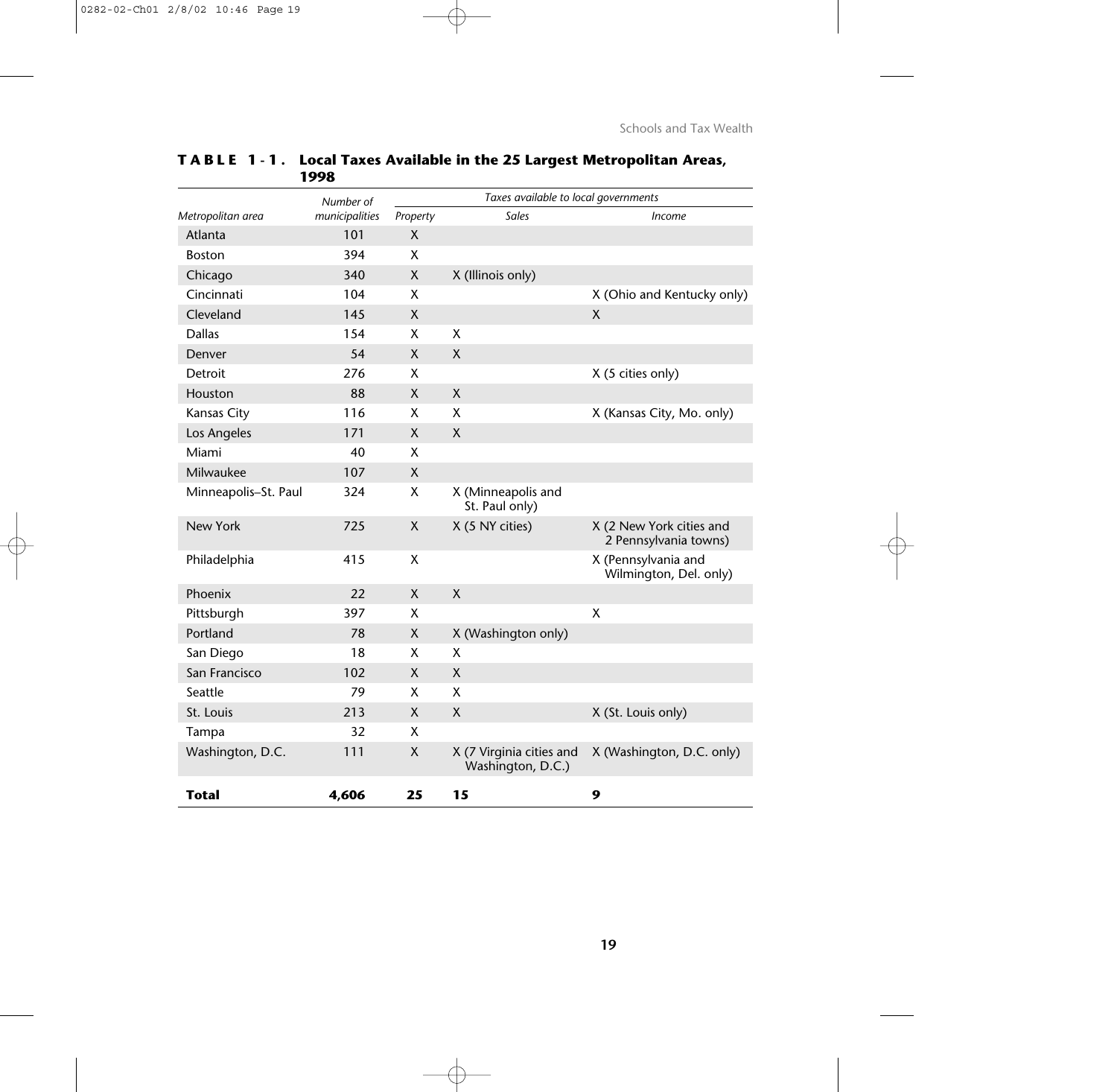**TABLE 1-1. Local Taxes Available in the 25 Largest Metropolitan Areas, 1998**

| Metropolitan area | Number of municipalities | Taxes available to local governments | | |
|---|---|---|---|---|
| | | Property | Sales | Income |
| Atlanta | 101 | X | | |
| Boston | 394 | X | | |
| Chicago | 340 | X | X (Illinois only) | |
| Cincinnati | 104 | X | | X (Ohio and Kentucky only) |
| Cleveland | 145 | X | | X |
| Dallas | 154 | X | X | |
| Denver | 54 | X | X | |
| Detroit | 276 | X | | X (5 cities only) |
| Houston | 88 | X | X | |
| Kansas City | 116 | X | X | X (Kansas City, Mo. only) |
| Los Angeles | 171 | X | X | |
| Miami | 40 | X | | |
| Milwaukee | 107 | X | | |
| Minneapolis–St. Paul | 324 | X | X (Minneapolis and St. Paul only) | |
| New York | 725 | X | X (5 NY cities) | X (2 New York cities and 2 Pennsylvania towns) |
| Philadelphia | 415 | X | | X (Pennsylvania and Wilmington, Del. only) |
| Phoenix | 22 | X | X | |
| Pittsburgh | 397 | X | | X |
| Portland | 78 | X | X (Washington only) | |
| San Diego | 18 | X | X | |
| San Francisco | 102 | X | X | |
| Seattle | 79 | X | X | |
| St. Louis | 213 | X | X | X (St. Louis only) |
| Tampa | 32 | X | | |
| Washington, D.C. | 111 | X | X (7 Virginia cities and Washington, D.C.) | X (Washington, D.C. only) |
| **Total** | **4,606** | **25** | **15** | **9** |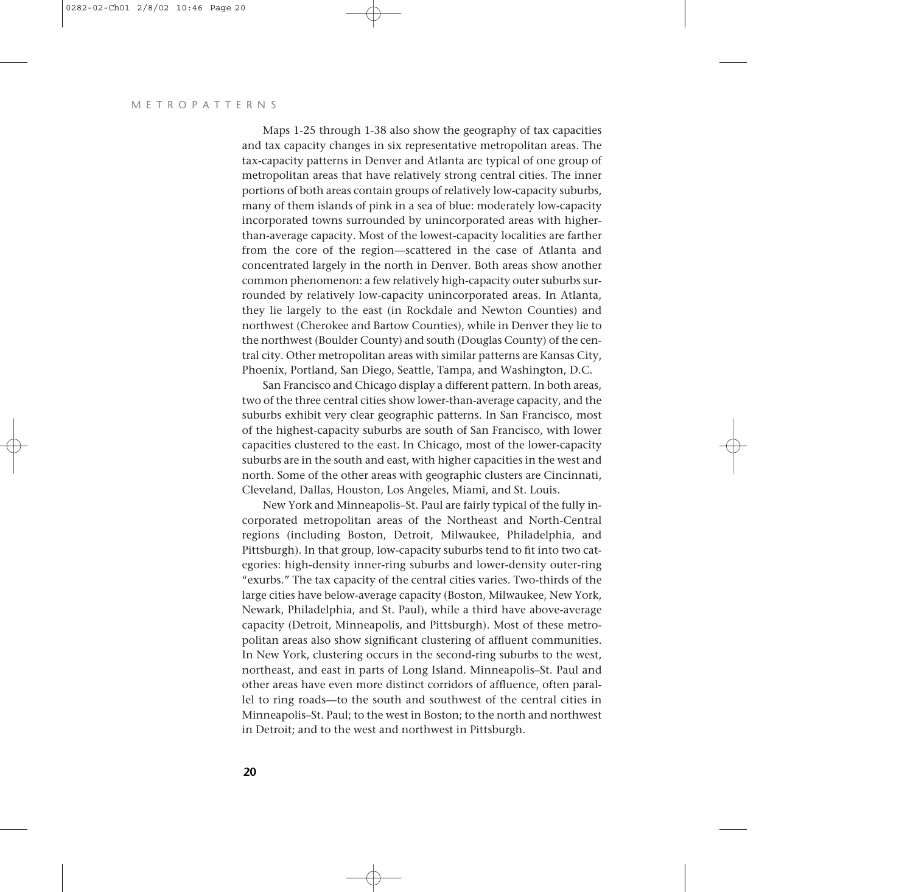Maps 1-25 through 1-38 also show the geography of tax capacities and tax capacity changes in six representative metropolitan areas. The tax-capacity patterns in Denver and Atlanta are typical of one group of metropolitan areas that have relatively strong central cities. The inner portions of both areas contain groups of relatively low-capacity suburbs, many of them islands of pink in a sea of blue: moderately low-capacity incorporated towns surrounded by unincorporated areas with higher-than-average capacity. Most of the lowest-capacity localities are farther from the core of the region—scattered in the case of Atlanta and concentrated largely in the north in Denver. Both areas show another common phenomenon: a few relatively high-capacity outer suburbs surrounded by relatively low-capacity unincorporated areas. In Atlanta, they lie largely to the east (in Rockdale and Newton Counties) and northwest (Cherokee and Bartow Counties), while in Denver they lie to the northwest (Boulder County) and south (Douglas County) of the central city. Other metropolitan areas with similar patterns are Kansas City, Phoenix, Portland, San Diego, Seattle, Tampa, and Washington, D.C.

San Francisco and Chicago display a different pattern. In both areas, two of the three central cities show lower-than-average capacity, and the suburbs exhibit very clear geographic patterns. In San Francisco, most of the highest-capacity suburbs are south of San Francisco, with lower capacities clustered to the east. In Chicago, most of the lower-capacity suburbs are in the south and east, with higher capacities in the west and north. Some of the other areas with geographic clusters are Cincinnati, Cleveland, Dallas, Houston, Los Angeles, Miami, and St. Louis.

New York and Minneapolis–St. Paul are fairly typical of the fully incorporated metropolitan areas of the Northeast and North-Central regions (including Boston, Detroit, Milwaukee, Philadelphia, and Pittsburgh). In that group, low-capacity suburbs tend to fit into two categories: high-density inner-ring suburbs and lower-density outer-ring "exurbs." The tax capacity of the central cities varies. Two-thirds of the large cities have below-average capacity (Boston, Milwaukee, New York, Newark, Philadelphia, and St. Paul), while a third have above-average capacity (Detroit, Minneapolis, and Pittsburgh). Most of these metropolitan areas also show significant clustering of affluent communities. In New York, clustering occurs in the second-ring suburbs to the west, northeast, and east in parts of Long Island. Minneapolis–St. Paul and other areas have even more distinct corridors of affluence, often parallel to ring roads—to the south and southwest of the central cities in Minneapolis–St. Paul; to the west in Boston; to the north and northwest in Detroit; and to the west and northwest in Pittsburgh.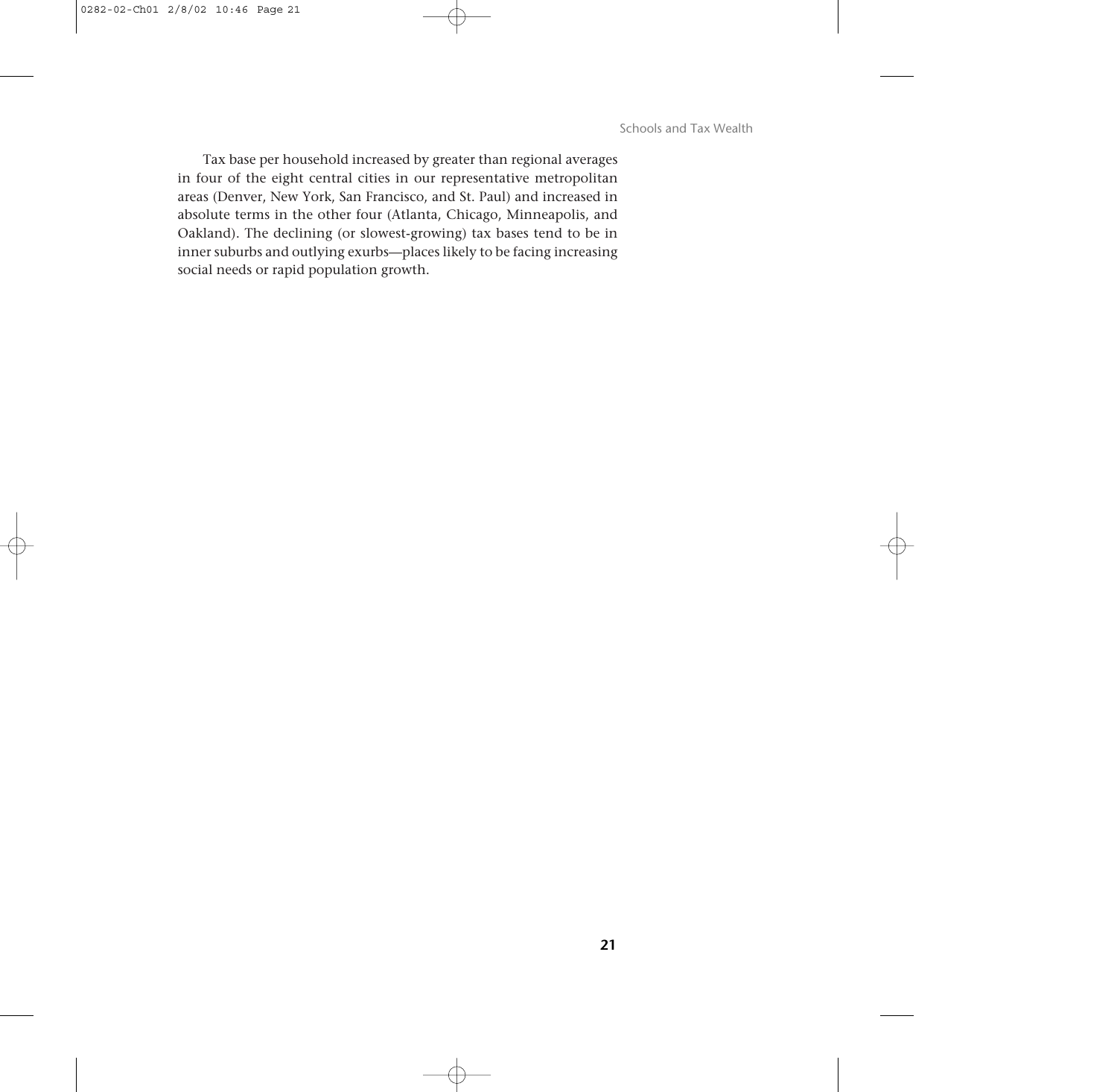Tax base per household increased by greater than regional averages in four of the eight central cities in our representative metropolitan areas (Denver, New York, San Francisco, and St. Paul) and increased in absolute terms in the other four (Atlanta, Chicago, Minneapolis, and Oakland). The declining (or slowest-growing) tax bases tend to be in inner suburbs and outlying exurbs—places likely to be facing increasing social needs or rapid population growth.